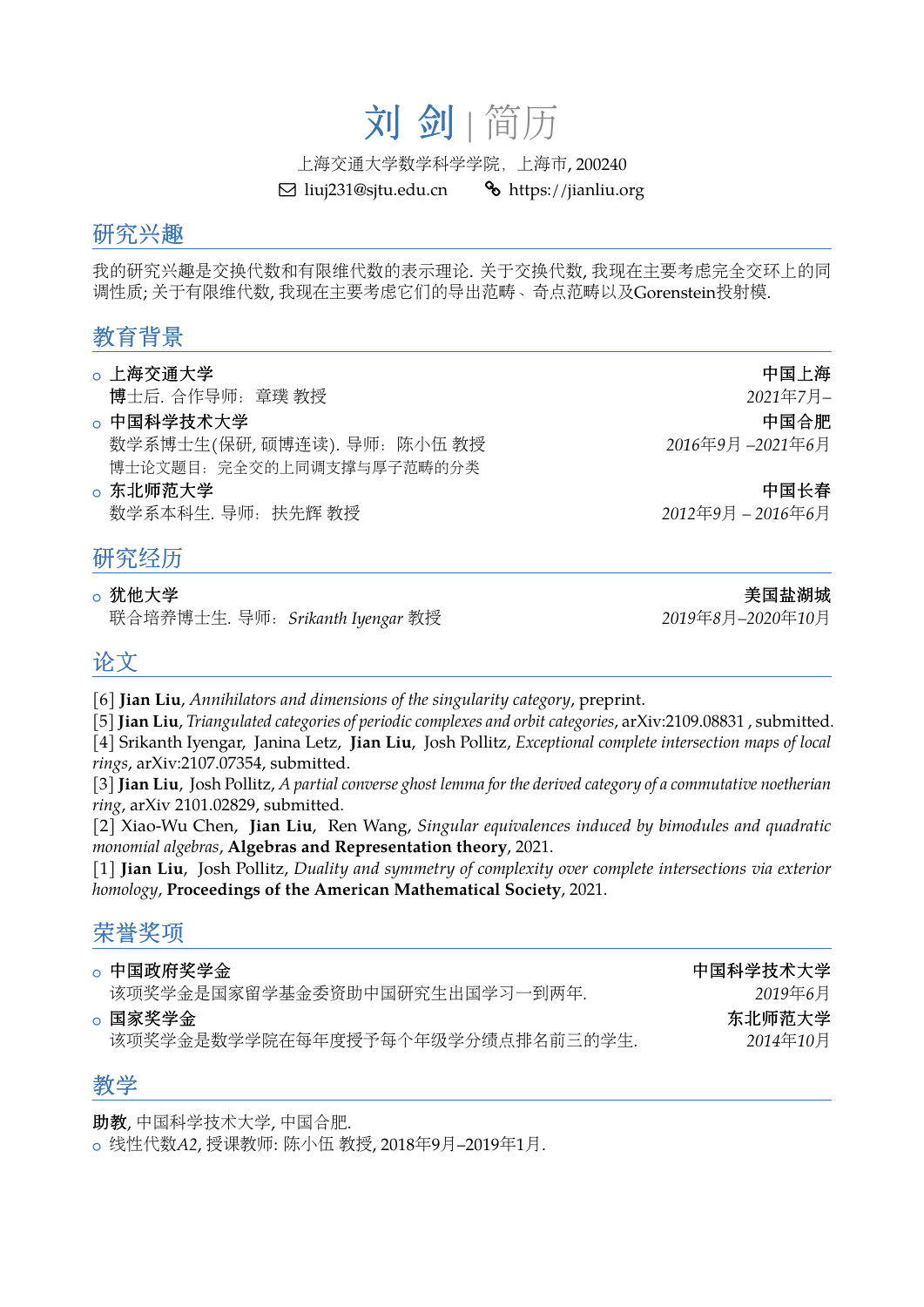# 刘 剑 | 简历

上海交通大学数学科学学院，上海市, 200240

liuj231@sjtu.edu.cn　　https://jianliu.org

## 研究兴趣

我的研究兴趣是交换代数和有限维代数的表示理论. 关于交换代数, 我现在主要考虑完全交环上的同调性质; 关于有限维代数, 我现在主要考虑它们的导出范畴、奇点范畴以及Gorenstein投射模.

## 教育背景

- **上海交通大学** — **中国上海**
  **博**士后. 合作导师：章璞 教授 — *2021年7月–*
- **中国科学技术大学** — **中国合肥**
  数学系博士生(保研, 硕博连读). 导师：陈小伍 教授 — *2016年9月 –2021年6月*
  博士论文题目：完全交的上同调支撑与厚子范畴的分类
- **东北师范大学** — **中国长春**
  数学系本科生. 导师：扶先辉 教授 — *2012年9月 – 2016年6月*

## 研究经历

- **犹他大学** — **美国盐湖城**
  联合培养博士生. 导师：*Srikanth Iyengar* 教授 — *2019年8月–2020年10月*

## 论文

[6] **Jian Liu**, *Annihilators and dimensions of the singularity category*, preprint.
[5] **Jian Liu**, *Triangulated categories of periodic complexes and orbit categories*, arXiv:2109.08831 , submitted.
[4] Srikanth Iyengar, Janina Letz, **Jian Liu**, Josh Pollitz, *Exceptional complete intersection maps of local rings*, arXiv:2107.07354, submitted.
[3] **Jian Liu**, Josh Pollitz, *A partial converse ghost lemma for the derived category of a commutative noetherian ring*, arXiv 2101.02829, submitted.
[2] Xiao-Wu Chen, **Jian Liu**, Ren Wang, *Singular equivalences induced by bimodules and quadratic monomial algebras*, **Algebras and Representation theory**, 2021.
[1] **Jian Liu**, Josh Pollitz, *Duality and symmetry of complexity over complete intersections via exterior homology*, **Proceedings of the American Mathematical Society**, 2021.

## 荣誉奖项

- **中国政府奖学金** — **中国科学技术大学**
  该项奖学金是国家留学基金委资助中国研究生出国学习一到两年. — *2019年6月*
- **国家奖学金** — **东北师范大学**
  该项奖学金是数学学院在每年度授予每个年级学分绩点排名前三的学生. — *2014年10月*

## 教学

**助教**, 中国科学技术大学, 中国合肥.

- 线性代数*A*2, 授课教师: 陈小伍 教授, 2018年9月–2019年1月.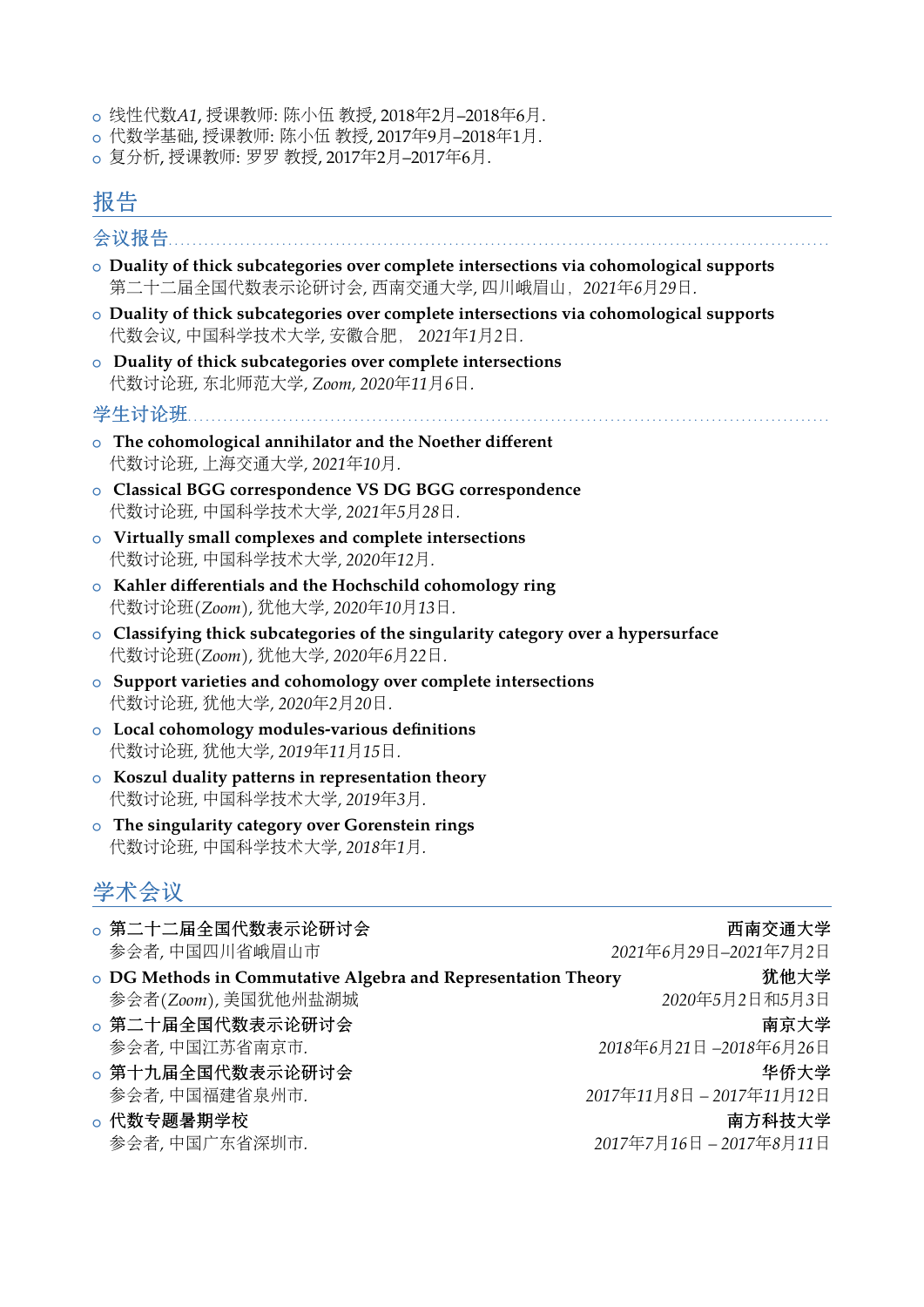- 线性代数*A1*, 授课教师: 陈小伍 教授, 2018年2月–2018年6月.
- 代数学基础, 授课教师: 陈小伍 教授, 2017年9月–2018年1月.
- 复分析, 授课教师: 罗罗 教授, 2017年2月–2017年6月.

## 报告

### 会议报告

- **Duality of thick subcategories over complete intersections via cohomological supports**
  第二十二届全国代数表示论研讨会, 西南交通大学, 四川峨眉山，*2021*年*6*月*29*日.
- **Duality of thick subcategories over complete intersections via cohomological supports**
  代数会议, 中国科学技术大学, 安徽合肥， *2021*年*1*月*2*日.
- **Duality of thick subcategories over complete intersections**
  代数讨论班, 东北师范大学, *Zoom*, *2020*年*11*月*6*日.

### 学生讨论班

- **The cohomological annihilator and the Noether different**
  代数讨论班, 上海交通大学, *2021*年*10*月.
- **Classical BGG correspondence VS DG BGG correspondence**
  代数讨论班, 中国科学技术大学, *2021*年*5*月*28*日.
- **Virtually small complexes and complete intersections**
  代数讨论班, 中国科学技术大学, *2020*年*12*月.
- **Kahler differentials and the Hochschild cohomology ring**
  代数讨论班(*Zoom*), 犹他大学, *2020*年*10*月*13*日.
- **Classifying thick subcategories of the singularity category over a hypersurface**
  代数讨论班(*Zoom*), 犹他大学, *2020*年*6*月*22*日.
- **Support varieties and cohomology over complete intersections**
  代数讨论班, 犹他大学, *2020*年*2*月*20*日.
- **Local cohomology modules-various definitions**
  代数讨论班, 犹他大学, *2019*年*11*月*15*日.
- **Koszul duality patterns in representation theory**
  代数讨论班, 中国科学技术大学, *2019*年*3*月.
- **The singularity category over Gorenstein rings**
  代数讨论班, 中国科学技术大学, *2018*年*1*月.

## 学术会议

- **第二十二届全国代数表示论研讨会** — **西南交通大学**
  参会者, 中国四川省峨眉山市 — *2021*年*6*月*29*日–*2021*年*7*月*2*日
- **DG Methods in Commutative Algebra and Representation Theory** — **犹他大学**
  参会者(*Zoom*), 美国犹他州盐湖城 — *2020*年*5*月*2*日和*5*月*3*日
- **第二十届全国代数表示论研讨会** — **南京大学**
  参会者, 中国江苏省南京市. — *2018*年*6*月*21*日 –*2018*年*6*月*26*日
- **第十九届全国代数表示论研讨会** — **华侨大学**
  参会者, 中国福建省泉州市. — *2017*年*11*月*8*日 – *2017*年*11*月*12*日
- **代数专题暑期学校** — **南方科技大学**
  参会者, 中国广东省深圳市. — *2017*年*7*月*16*日 – *2017*年*8*月*11*日